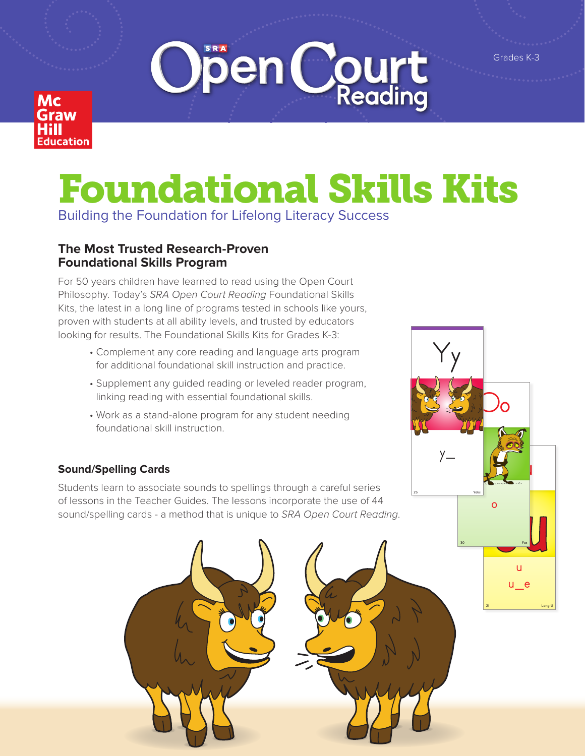SRA Open Court Reading

Grades K-3

McGraw Hill Education

# Foundational Skills Kits

Building the Foundation for Lifelong Literacy Success

## The Most Trusted Research-Proven Foundational Skills Program

For 50 years children have learned to read using the Open Court Philosophy. Today's *SRA Open Court Reading* Foundational Skills Kits, the latest in a long line of programs tested in schools like yours, proven with students at all ability levels, and trusted by educators looking for results. The Foundational Skills Kits for Grades K-3:

- Complement any core reading and language arts program for additional foundational skill instruction and practice.
- Supplement any guided reading or leveled reader program, linking reading with essential foundational skills.
- Work as a stand-alone program for any student needing foundational skill instruction.

### Sound/Spelling Cards

Students learn to associate sounds to spellings through a careful series of lessons in the Teacher Guides. The lessons incorporate the use of 44 sound/spelling cards - a method that is unique to *SRA Open Court Reading*.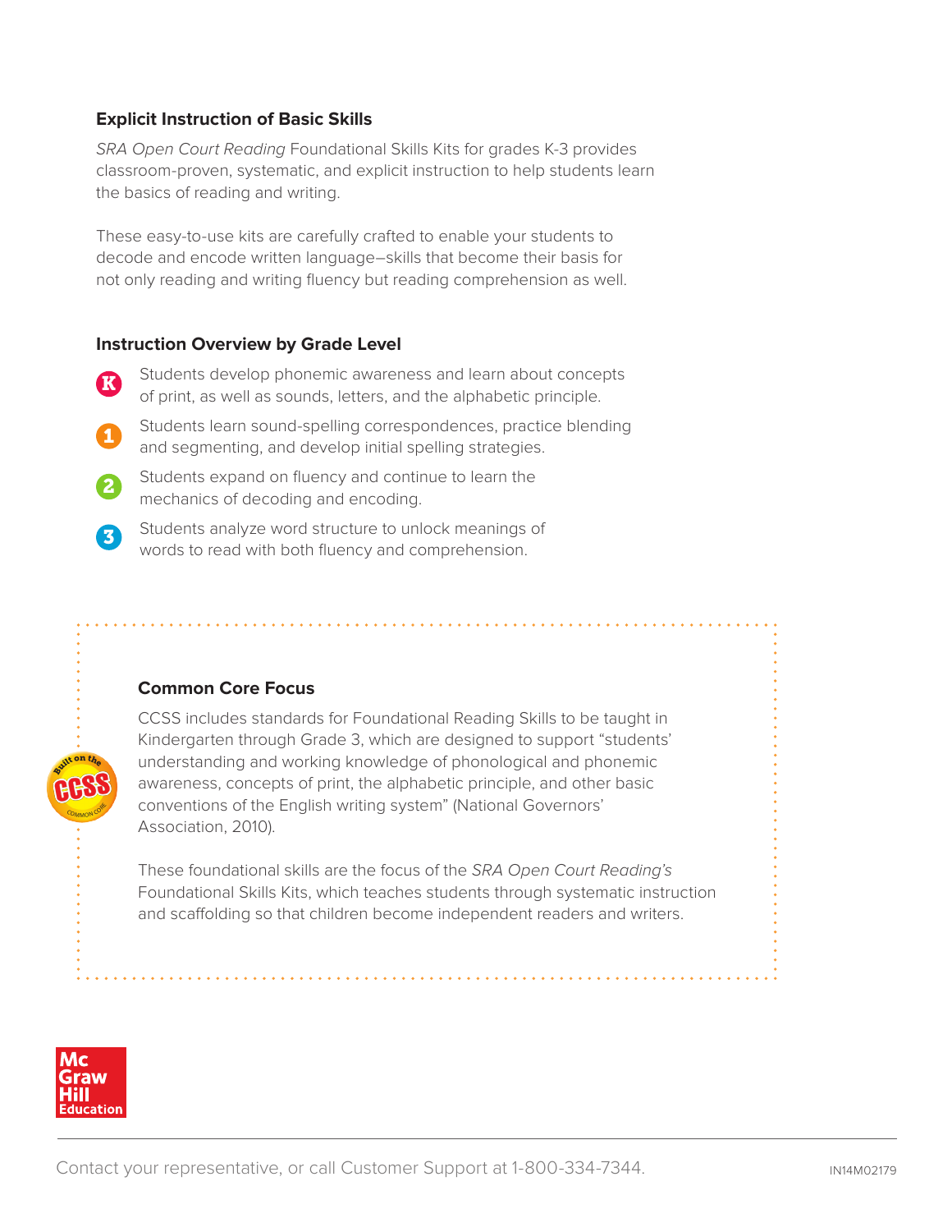## Explicit Instruction of Basic Skills

*SRA Open Court Reading* Foundational Skills Kits for grades K-3 provides classroom-proven, systematic, and explicit instruction to help students learn the basics of reading and writing.

These easy-to-use kits are carefully crafted to enable your students to decode and encode written language–skills that become their basis for not only reading and writing fluency but reading comprehension as well.

## Instruction Overview by Grade Level

- **K** Students develop phonemic awareness and learn about concepts of print, as well as sounds, letters, and the alphabetic principle.
- **1** Students learn sound-spelling correspondences, practice blending and segmenting, and develop initial spelling strategies.
- **2** Students expand on fluency and continue to learn the mechanics of decoding and encoding.
- **3** Students analyze word structure to unlock meanings of words to read with both fluency and comprehension.

### Common Core Focus

CCSS includes standards for Foundational Reading Skills to be taught in Kindergarten through Grade 3, which are designed to support "students' understanding and working knowledge of phonological and phonemic awareness, concepts of print, the alphabetic principle, and other basic conventions of the English writing system" (National Governors' Association, 2010).

These foundational skills are the focus of the *SRA Open Court Reading's* Foundational Skills Kits, which teaches students through systematic instruction and scaffolding so that children become independent readers and writers.

Contact your representative, or call Customer Support at 1-800-334-7344.

IN14M02179